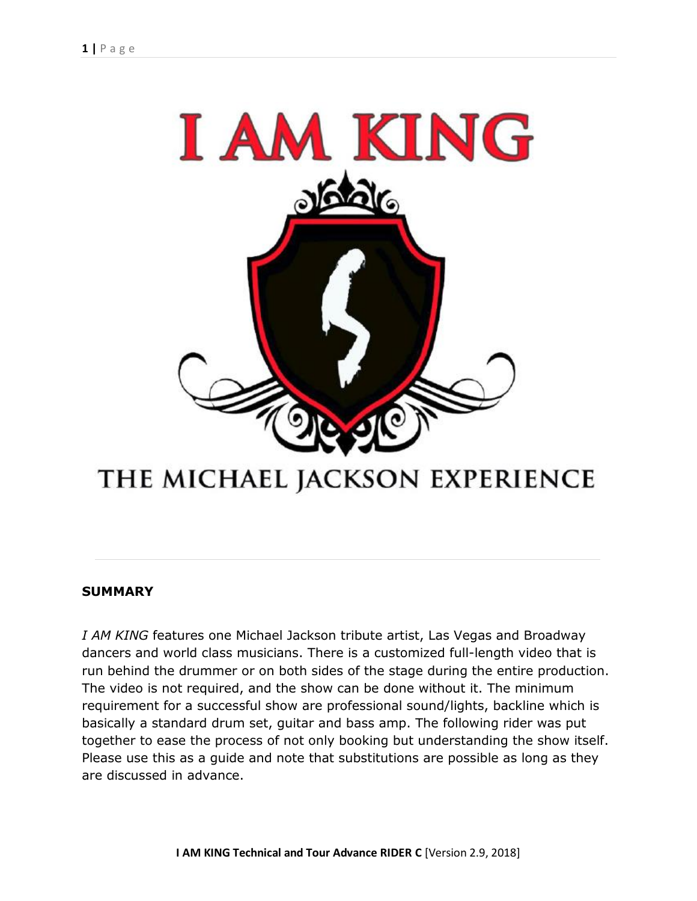# I AM KING

THE MICHAEL JACKSON EXPERIENCE

---

**SUMMARY**

*I AM KING* features one Michael Jackson tribute artist, Las Vegas and Broadway dancers and world class musicians. There is a customized full-length video that is run behind the drummer or on both sides of the stage during the entire production. The video is not required, and the show can be done without it. The minimum requirement for a successful show are professional sound/lights, backline which is basically a standard drum set, guitar and bass amp. The following rider was put together to ease the process of not only booking but understanding the show itself. Please use this as a guide and note that substitutions are possible as long as they are discussed in advance.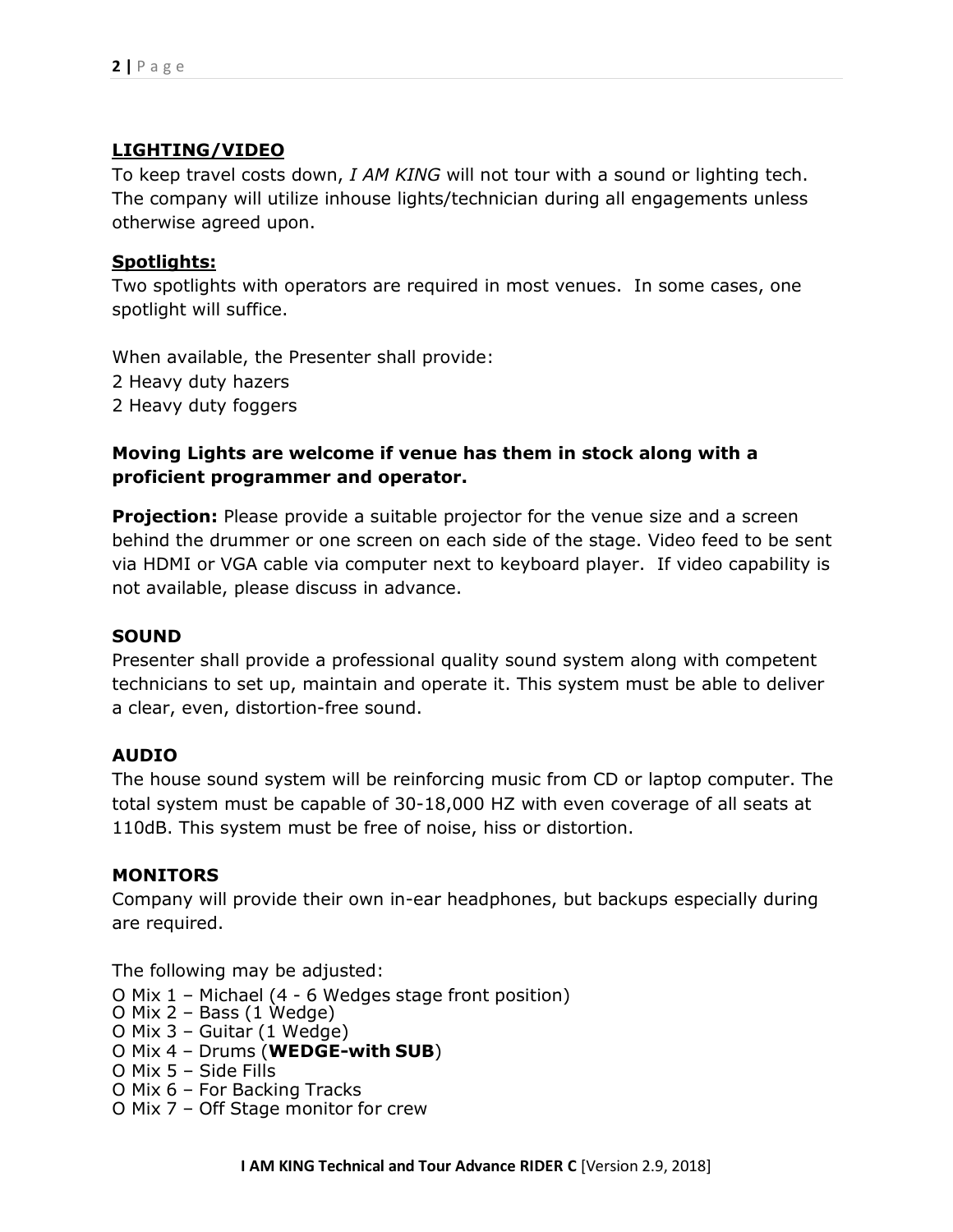## LIGHTING/VIDEO

To keep travel costs down, *I AM KING* will not tour with a sound or lighting tech. The company will utilize inhouse lights/technician during all engagements unless otherwise agreed upon.

**Spotlights:**

Two spotlights with operators are required in most venues. In some cases, one spotlight will suffice.

When available, the Presenter shall provide:
2 Heavy duty hazers
2 Heavy duty foggers

**Moving Lights are welcome if venue has them in stock along with a proficient programmer and operator.**

**Projection:** Please provide a suitable projector for the venue size and a screen behind the drummer or one screen on each side of the stage. Video feed to be sent via HDMI or VGA cable via computer next to keyboard player. If video capability is not available, please discuss in advance.

### SOUND

Presenter shall provide a professional quality sound system along with competent technicians to set up, maintain and operate it. This system must be able to deliver a clear, even, distortion-free sound.

### AUDIO

The house sound system will be reinforcing music from CD or laptop computer. The total system must be capable of 30-18,000 HZ with even coverage of all seats at 110dB. This system must be free of noise, hiss or distortion.

### MONITORS

Company will provide their own in-ear headphones, but backups especially during are required.

The following may be adjusted:

- O Mix 1 – Michael (4 - 6 Wedges stage front position)
- O Mix 2 – Bass (1 Wedge)
- O Mix 3 – Guitar (1 Wedge)
- O Mix 4 – Drums (**WEDGE-with SUB**)
- O Mix 5 – Side Fills
- O Mix 6 – For Backing Tracks
- O Mix 7 – Off Stage monitor for crew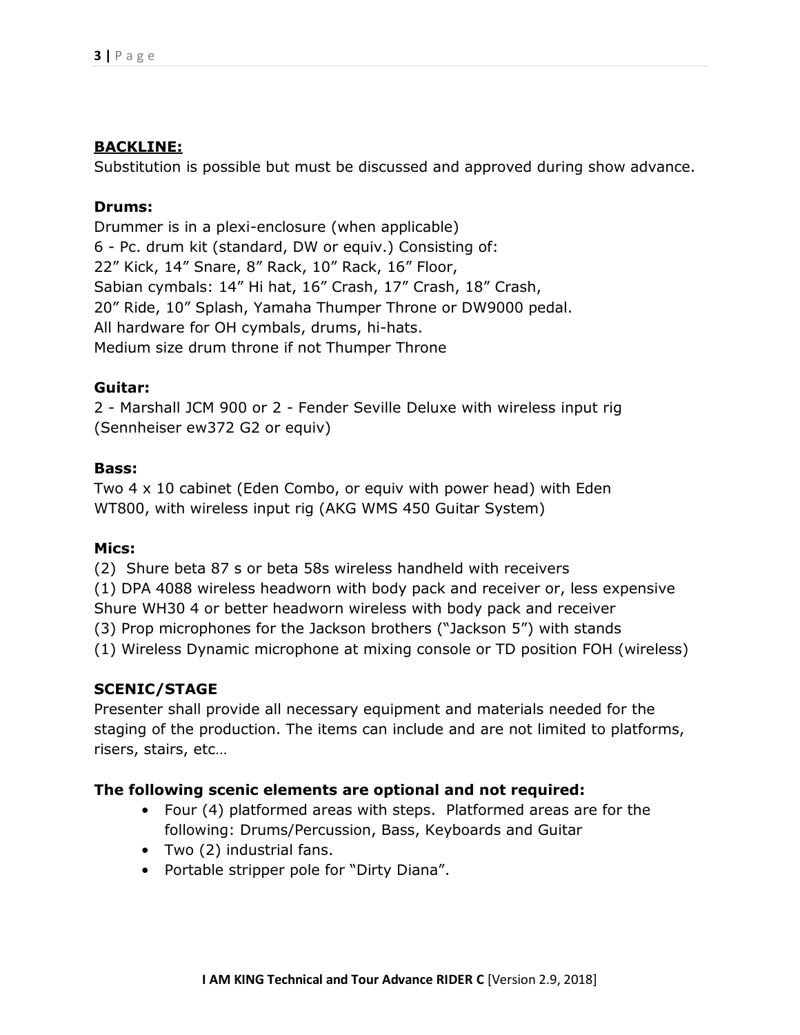## BACKLINE:

Substitution is possible but must be discussed and approved during show advance.

### Drums:

Drummer is in a plexi-enclosure (when applicable)
6 - Pc. drum kit (standard, DW or equiv.) Consisting of:
22" Kick, 14" Snare, 8" Rack, 10" Rack, 16" Floor,
Sabian cymbals: 14" Hi hat, 16" Crash, 17" Crash, 18" Crash,
20" Ride, 10" Splash, Yamaha Thumper Throne or DW9000 pedal.
All hardware for OH cymbals, drums, hi-hats.
Medium size drum throne if not Thumper Throne

### Guitar:

2 - Marshall JCM 900 or 2 - Fender Seville Deluxe with wireless input rig (Sennheiser ew372 G2 or equiv)

### Bass:

Two 4 x 10 cabinet (Eden Combo, or equiv with power head) with Eden WT800, with wireless input rig (AKG WMS 450 Guitar System)

### Mics:

(2) Shure beta 87 s or beta 58s wireless handheld with receivers
(1) DPA 4088 wireless headworn with body pack and receiver or, less expensive Shure WH30 4 or better headworn wireless with body pack and receiver
(3) Prop microphones for the Jackson brothers ("Jackson 5") with stands
(1) Wireless Dynamic microphone at mixing console or TD position FOH (wireless)

### SCENIC/STAGE

Presenter shall provide all necessary equipment and materials needed for the staging of the production. The items can include and are not limited to platforms, risers, stairs, etc…

**The following scenic elements are optional and not required:**

- Four (4) platformed areas with steps. Platformed areas are for the following: Drums/Percussion, Bass, Keyboards and Guitar
- Two (2) industrial fans.
- Portable stripper pole for "Dirty Diana".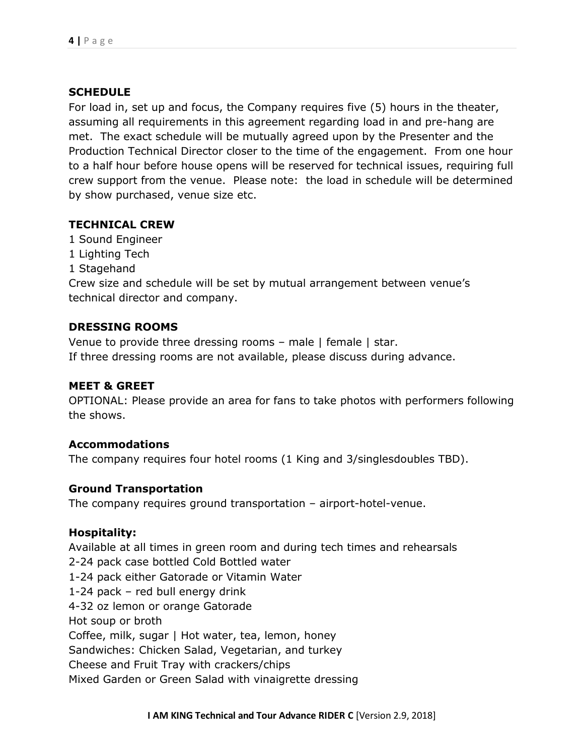## SCHEDULE

For load in, set up and focus, the Company requires five (5) hours in the theater, assuming all requirements in this agreement regarding load in and pre-hang are met. The exact schedule will be mutually agreed upon by the Presenter and the Production Technical Director closer to the time of the engagement. From one hour to a half hour before house opens will be reserved for technical issues, requiring full crew support from the venue. Please note: the load in schedule will be determined by show purchased, venue size etc.

## TECHNICAL CREW

1 Sound Engineer
1 Lighting Tech
1 Stagehand
Crew size and schedule will be set by mutual arrangement between venue's technical director and company.

## DRESSING ROOMS

Venue to provide three dressing rooms – male | female | star.
If three dressing rooms are not available, please discuss during advance.

## MEET & GREET

OPTIONAL: Please provide an area for fans to take photos with performers following the shows.

### Accommodations

The company requires four hotel rooms (1 King and 3/singlesdoubles TBD).

### Ground Transportation

The company requires ground transportation – airport-hotel-venue.

### Hospitality:

Available at all times in green room and during tech times and rehearsals
2-24 pack case bottled Cold Bottled water
1-24 pack either Gatorade or Vitamin Water
1-24 pack – red bull energy drink
4-32 oz lemon or orange Gatorade
Hot soup or broth
Coffee, milk, sugar | Hot water, tea, lemon, honey
Sandwiches: Chicken Salad, Vegetarian, and turkey
Cheese and Fruit Tray with crackers/chips
Mixed Garden or Green Salad with vinaigrette dressing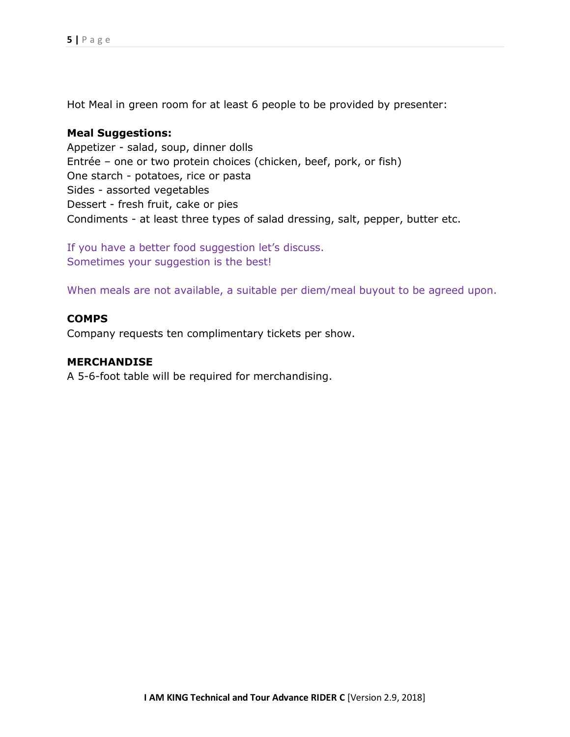Hot Meal in green room for at least 6 people to be provided by presenter:

**Meal Suggestions:**

Appetizer - salad, soup, dinner dolls
Entrée – one or two protein choices (chicken, beef, pork, or fish)
One starch - potatoes, rice or pasta
Sides - assorted vegetables
Dessert - fresh fruit, cake or pies
Condiments - at least three types of salad dressing, salt, pepper, butter etc.

If you have a better food suggestion let's discuss.
Sometimes your suggestion is the best!

When meals are not available, a suitable per diem/meal buyout to be agreed upon.

**COMPS**

Company requests ten complimentary tickets per show.

**MERCHANDISE**

A 5-6-foot table will be required for merchandising.